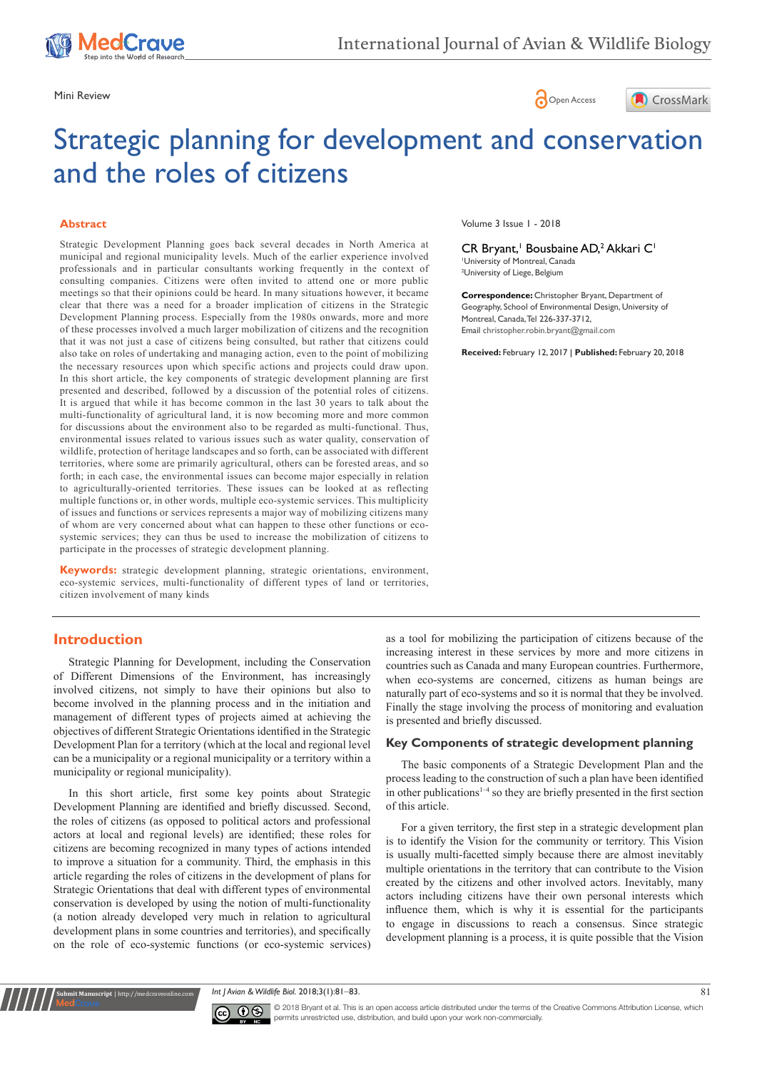Mini Review

# Strategic planning for development and conservation and the roles of citizens

Volume 3 Issue 1 - 2018

CR Bryant,[1] Bousbaine AD,[2] Akkari C[1]

[1]University of Montreal, Canada
[2]University of Liege, Belgium

**Correspondence:** Christopher Bryant, Department of Geography, School of Environmental Design, University of Montreal, Canada, Tel 226-337-3712, Email christopher.robin.bryant@gmail.com

**Received:** February 12, 2017 | **Published:** February 20, 2018

## Abstract

Strategic Development Planning goes back several decades in North America at municipal and regional municipality levels. Much of the earlier experience involved professionals and in particular consultants working frequently in the context of consulting companies. Citizens were often invited to attend one or more public meetings so that their opinions could be heard. In many situations however, it became clear that there was a need for a broader implication of citizens in the Strategic Development Planning process. Especially from the 1980s onwards, more and more of these processes involved a much larger mobilization of citizens and the recognition that it was not just a case of citizens being consulted, but rather that citizens could also take on roles of undertaking and managing action, even to the point of mobilizing the necessary resources upon which specific actions and projects could draw upon. In this short article, the key components of strategic development planning are first presented and described, followed by a discussion of the potential roles of citizens. It is argued that while it has become common in the last 30 years to talk about the multi-functionality of agricultural land, it is now becoming more and more common for discussions about the environment also to be regarded as multi-functional. Thus, environmental issues related to various issues such as water quality, conservation of wildlife, protection of heritage landscapes and so forth, can be associated with different territories, where some are primarily agricultural, others can be forested areas, and so forth; in each case, the environmental issues can become major especially in relation to agriculturally-oriented territories. These issues can be looked at as reflecting multiple functions or, in other words, multiple eco-systemic services. This multiplicity of issues and functions or services represents a major way of mobilizing citizens many of whom are very concerned about what can happen to these other functions or eco-systemic services; they can thus be used to increase the mobilization of citizens to participate in the processes of strategic development planning.

**Keywords:** strategic development planning, strategic orientations, environment, eco-systemic services, multi-functionality of different types of land or territories, citizen involvement of many kinds

## Introduction

Strategic Planning for Development, including the Conservation of Different Dimensions of the Environment, has increasingly involved citizens, not simply to have their opinions but also to become involved in the planning process and in the initiation and management of different types of projects aimed at achieving the objectives of different Strategic Orientations identified in the Strategic Development Plan for a territory (which at the local and regional level can be a municipality or a regional municipality or a territory within a municipality or regional municipality).

In this short article, first some key points about Strategic Development Planning are identified and briefly discussed. Second, the roles of citizens (as opposed to political actors and professional actors at local and regional levels) are identified; these roles for citizens are becoming recognized in many types of actions intended to improve a situation for a community. Third, the emphasis in this article regarding the roles of citizens in the development of plans for Strategic Orientations that deal with different types of environmental conservation is developed by using the notion of multi-functionality (a notion already developed very much in relation to agricultural development plans in some countries and territories), and specifically on the role of eco-systemic functions (or eco-systemic services) as a tool for mobilizing the participation of citizens because of the increasing interest in these services by more and more citizens in countries such as Canada and many European countries. Furthermore, when eco-systems are concerned, citizens as human beings are naturally part of eco-systems and so it is normal that they be involved. Finally the stage involving the process of monitoring and evaluation is presented and briefly discussed.

## Key Components of strategic development planning

The basic components of a Strategic Development Plan and the process leading to the construction of such a plan have been identified in other publications[1–4] so they are briefly presented in the first section of this article.

For a given territory, the first step in a strategic development plan is to identify the Vision for the community or territory. This Vision is usually multi-facetted simply because there are almost inevitably multiple orientations in the territory that can contribute to the Vision created by the citizens and other involved actors. Inevitably, many actors including citizens have their own personal interests which influence them, which is why it is essential for the participants to engage in discussions to reach a consensus. Since strategic development planning is a process, it is quite possible that the Vision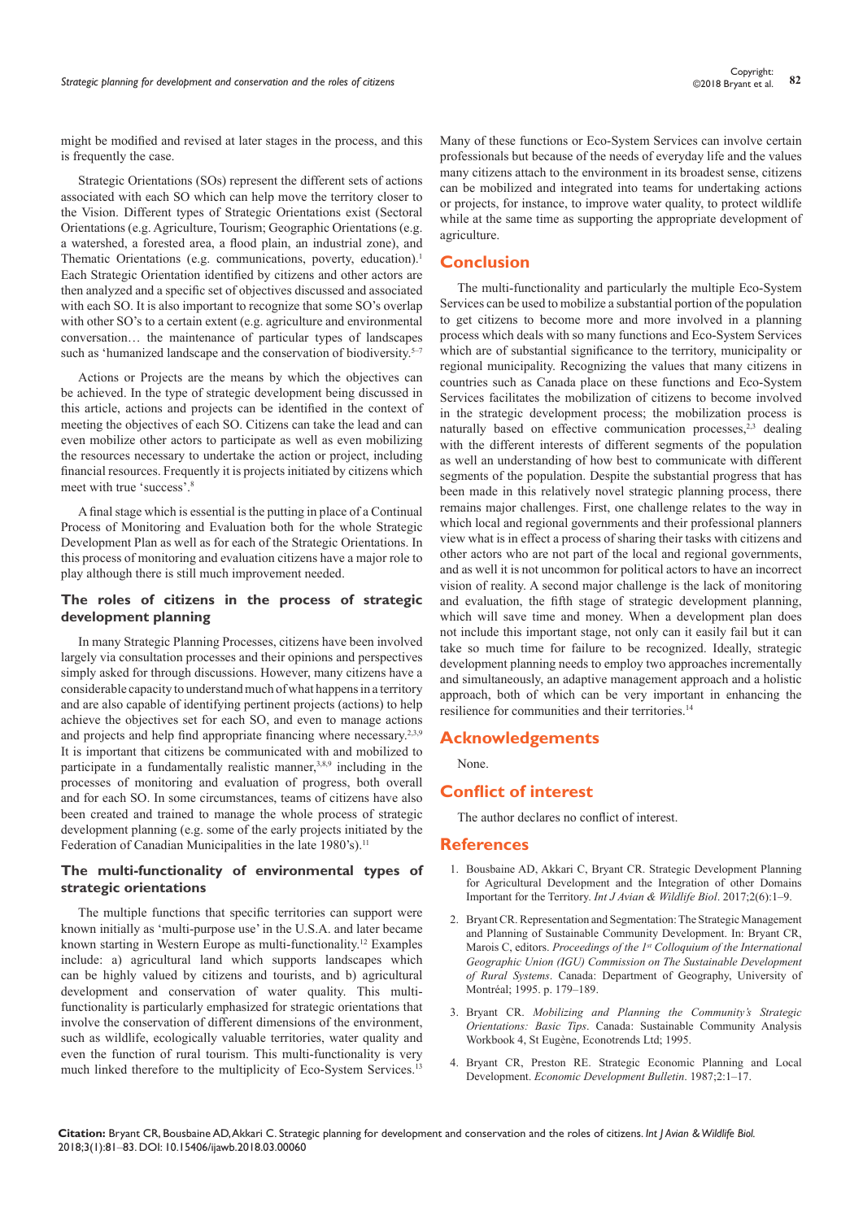might be modified and revised at later stages in the process, and this is frequently the case.

Strategic Orientations (SOs) represent the different sets of actions associated with each SO which can help move the territory closer to the Vision. Different types of Strategic Orientations exist (Sectoral Orientations (e.g. Agriculture, Tourism; Geographic Orientations (e.g. a watershed, a forested area, a flood plain, an industrial zone), and Thematic Orientations (e.g. communications, poverty, education).[1] Each Strategic Orientation identified by citizens and other actors are then analyzed and a specific set of objectives discussed and associated with each SO. It is also important to recognize that some SO's overlap with other SO's to a certain extent (e.g. agriculture and environmental conversation… the maintenance of particular types of landscapes such as 'humanized landscape and the conservation of biodiversity.[5–7]

Actions or Projects are the means by which the objectives can be achieved. In the type of strategic development being discussed in this article, actions and projects can be identified in the context of meeting the objectives of each SO. Citizens can take the lead and can even mobilize other actors to participate as well as even mobilizing the resources necessary to undertake the action or project, including financial resources. Frequently it is projects initiated by citizens which meet with true 'success'.[8]

A final stage which is essential is the putting in place of a Continual Process of Monitoring and Evaluation both for the whole Strategic Development Plan as well as for each of the Strategic Orientations. In this process of monitoring and evaluation citizens have a major role to play although there is still much improvement needed.

## The roles of citizens in the process of strategic development planning

In many Strategic Planning Processes, citizens have been involved largely via consultation processes and their opinions and perspectives simply asked for through discussions. However, many citizens have a considerable capacity to understand much of what happens in a territory and are also capable of identifying pertinent projects (actions) to help achieve the objectives set for each SO, and even to manage actions and projects and help find appropriate financing where necessary.[2,3,9] It is important that citizens be communicated with and mobilized to participate in a fundamentally realistic manner,[3,8,9] including in the processes of monitoring and evaluation of progress, both overall and for each SO. In some circumstances, teams of citizens have also been created and trained to manage the whole process of strategic development planning (e.g. some of the early projects initiated by the Federation of Canadian Municipalities in the late 1980's).[11]

## The multi-functionality of environmental types of strategic orientations

The multiple functions that specific territories can support were known initially as 'multi-purpose use' in the U.S.A. and later became known starting in Western Europe as multi-functionality.[12] Examples include: a) agricultural land which supports landscapes which can be highly valued by citizens and tourists, and b) agricultural development and conservation of water quality. This multi-functionality is particularly emphasized for strategic orientations that involve the conservation of different dimensions of the environment, such as wildlife, ecologically valuable territories, water quality and even the function of rural tourism. This multi-functionality is very much linked therefore to the multiplicity of Eco-System Services.[13] Many of these functions or Eco-System Services can involve certain professionals but because of the needs of everyday life and the values many citizens attach to the environment in its broadest sense, citizens can be mobilized and integrated into teams for undertaking actions or projects, for instance, to improve water quality, to protect wildlife while at the same time as supporting the appropriate development of agriculture.

## Conclusion

The multi-functionality and particularly the multiple Eco-System Services can be used to mobilize a substantial portion of the population to get citizens to become more and more involved in a planning process which deals with so many functions and Eco-System Services which are of substantial significance to the territory, municipality or regional municipality. Recognizing the values that many citizens in countries such as Canada place on these functions and Eco-System Services facilitates the mobilization of citizens to become involved in the strategic development process; the mobilization process is naturally based on effective communication processes,[2,3] dealing with the different interests of different segments of the population as well an understanding of how best to communicate with different segments of the population. Despite the substantial progress that has been made in this relatively novel strategic planning process, there remains major challenges. First, one challenge relates to the way in which local and regional governments and their professional planners view what is in effect a process of sharing their tasks with citizens and other actors who are not part of the local and regional governments, and as well it is not uncommon for political actors to have an incorrect vision of reality. A second major challenge is the lack of monitoring and evaluation, the fifth stage of strategic development planning, which will save time and money. When a development plan does not include this important stage, not only can it easily fail but it can take so much time for failure to be recognized. Ideally, strategic development planning needs to employ two approaches incrementally and simultaneously, an adaptive management approach and a holistic approach, both of which can be very important in enhancing the resilience for communities and their territories.[14]

## Acknowledgements

None.

## Conflict of interest

The author declares no conflict of interest.

## References

1. Bousbaine AD, Akkari C, Bryant CR. Strategic Development Planning for Agricultural Development and the Integration of other Domains Important for the Territory. *Int J Avian & Wildlife Biol*. 2017;2(6):1–9.
2. Bryant CR. Representation and Segmentation: The Strategic Management and Planning of Sustainable Community Development. In: Bryant CR, Marois C, editors. *Proceedings of the 1st Colloquium of the International Geographic Union (IGU) Commission on The Sustainable Development of Rural Systems*. Canada: Department of Geography, University of Montréal; 1995. p. 179–189.
3. Bryant CR. *Mobilizing and Planning the Community's Strategic Orientations: Basic Tips*. Canada: Sustainable Community Analysis Workbook 4, St Eugène, Econotrends Ltd; 1995.
4. Bryant CR, Preston RE. Strategic Economic Planning and Local Development. *Economic Development Bulletin*. 1987;2:1–17.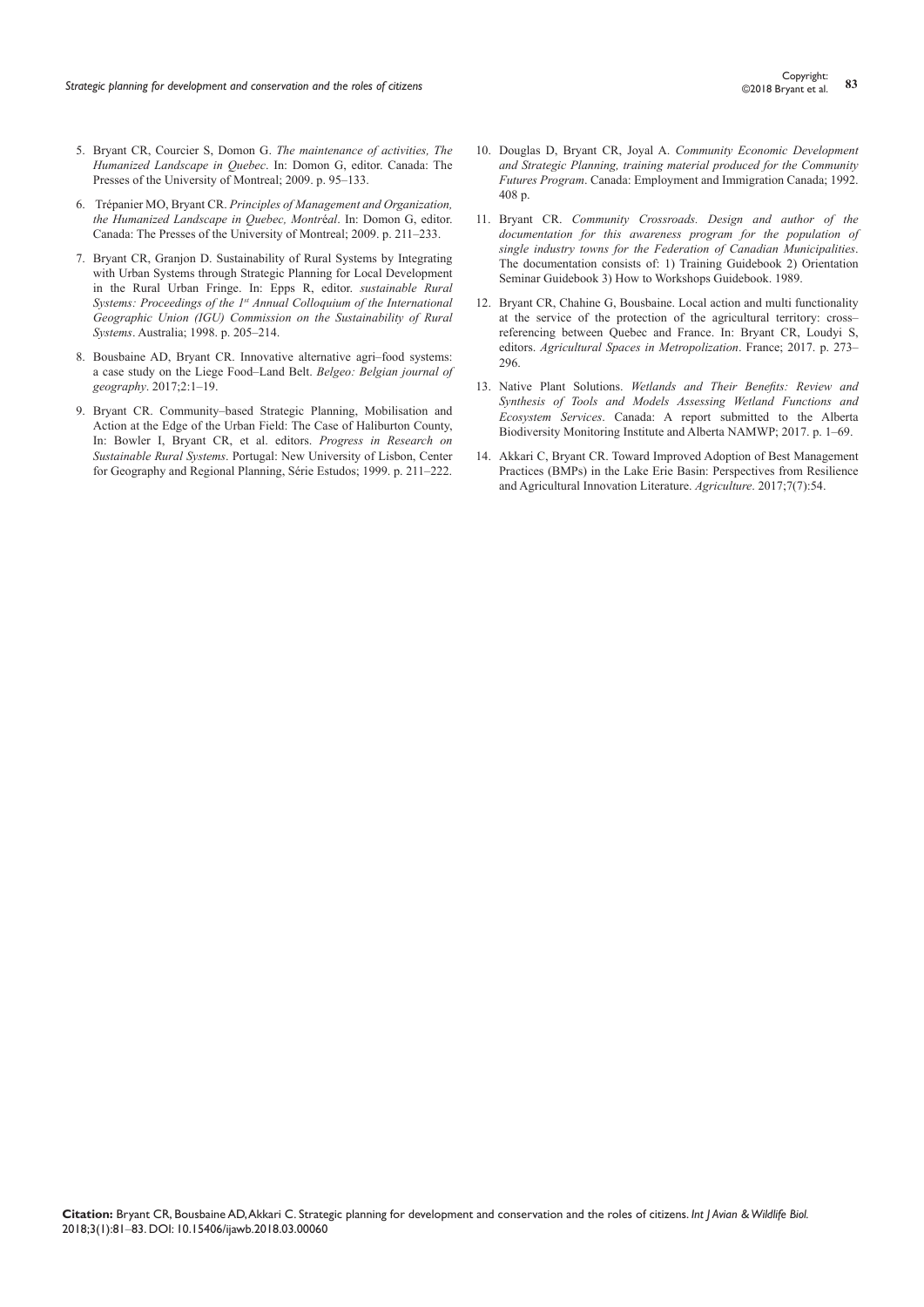5. Bryant CR, Courcier S, Domon G. *The maintenance of activities, The Humanized Landscape in Quebec*. In: Domon G, editor. Canada: The Presses of the University of Montreal; 2009. p. 95–133.
6. Trépanier MO, Bryant CR. *Principles of Management and Organization, the Humanized Landscape in Quebec, Montréal*. In: Domon G, editor. Canada: The Presses of the University of Montreal; 2009. p. 211–233.
7. Bryant CR, Granjon D. Sustainability of Rural Systems by Integrating with Urban Systems through Strategic Planning for Local Development in the Rural Urban Fringe. In: Epps R, editor. *sustainable Rural Systems: Proceedings of the 1st Annual Colloquium of the International Geographic Union (IGU) Commission on the Sustainability of Rural Systems*. Australia; 1998. p. 205–214.
8. Bousbaine AD, Bryant CR. Innovative alternative agri–food systems: a case study on the Liege Food–Land Belt. *Belgeo: Belgian journal of geography*. 2017;2:1–19.
9. Bryant CR. Community–based Strategic Planning, Mobilisation and Action at the Edge of the Urban Field: The Case of Haliburton County, In: Bowler I, Bryant CR, et al. editors. *Progress in Research on Sustainable Rural Systems*. Portugal: New University of Lisbon, Center for Geography and Regional Planning, Série Estudos; 1999. p. 211–222.
10. Douglas D, Bryant CR, Joyal A. *Community Economic Development and Strategic Planning, training material produced for the Community Futures Program*. Canada: Employment and Immigration Canada; 1992. 408 p.
11. Bryant CR. *Community Crossroads. Design and author of the documentation for this awareness program for the population of single industry towns for the Federation of Canadian Municipalities*. The documentation consists of: 1) Training Guidebook 2) Orientation Seminar Guidebook 3) How to Workshops Guidebook. 1989.
12. Bryant CR, Chahine G, Bousbaine. Local action and multi functionality at the service of the protection of the agricultural territory: cross–referencing between Quebec and France. In: Bryant CR, Loudyi S, editors. *Agricultural Spaces in Metropolization*. France; 2017. p. 273–296.
13. Native Plant Solutions. *Wetlands and Their Benefits: Review and Synthesis of Tools and Models Assessing Wetland Functions and Ecosystem Services*. Canada: A report submitted to the Alberta Biodiversity Monitoring Institute and Alberta NAMWP; 2017. p. 1–69.
14. Akkari C, Bryant CR. Toward Improved Adoption of Best Management Practices (BMPs) in the Lake Erie Basin: Perspectives from Resilience and Agricultural Innovation Literature. *Agriculture*. 2017;7(7):54.